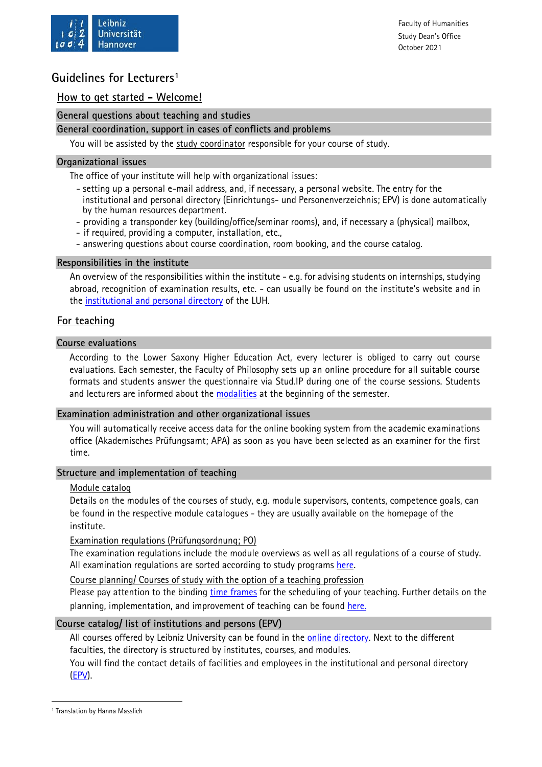Faculty of Humanities
Study Dean's Office
October 2021

# Guidelines for Lecturers[1]

## How to get started – Welcome!

### General questions about teaching and studies

### General coordination, support in cases of conflicts and problems

You will be assisted by the study coordinator responsible for your course of study.

### Organizational issues

The office of your institute will help with organizational issues:

- setting up a personal e-mail address, and, if necessary, a personal website. The entry for the institutional and personal directory (Einrichtungs- und Personenverzeichnis; EPV) is done automatically by the human resources department.
- providing a transponder key (building/office/seminar rooms), and, if necessary a (physical) mailbox,
- if required, providing a computer, installation, etc.,
- answering questions about course coordination, room booking, and the course catalog.

### Responsibilities in the institute

An overview of the responsibilities within the institute - e.g. for advising students on internships, studying abroad, recognition of examination results, etc. - can usually be found on the institute's website and in the institutional and personal directory of the LUH.

## For teaching

### Course evaluations

According to the Lower Saxony Higher Education Act, every lecturer is obliged to carry out course evaluations. Each semester, the Faculty of Philosophy sets up an online procedure for all suitable course formats and students answer the questionnaire via Stud.IP during one of the course sessions. Students and lecturers are informed about the modalities at the beginning of the semester.

### Examination administration and other organizational issues

You will automatically receive access data for the online booking system from the academic examinations office (Akademisches Prüfungsamt; APA) as soon as you have been selected as an examiner for the first time.

### Structure and implementation of teaching

Module catalog

Details on the modules of the courses of study, e.g. module supervisors, contents, competence goals, can be found in the respective module catalogues - they are usually available on the homepage of the institute.

Examination regulations (Prüfungsordnung; PO)

The examination regulations include the module overviews as well as all regulations of a course of study. All examination regulations are sorted according to study programs here.

Course planning/ Courses of study with the option of a teaching profession

Please pay attention to the binding time frames for the scheduling of your teaching. Further details on the planning, implementation, and improvement of teaching can be found here.

### Course catalog/ list of institutions and persons (EPV)

All courses offered by Leibniz University can be found in the online directory. Next to the different faculties, the directory is structured by institutes, courses, and modules.

You will find the contact details of facilities and employees in the institutional and personal directory (EPV).

[1] Translation by Hanna Masslich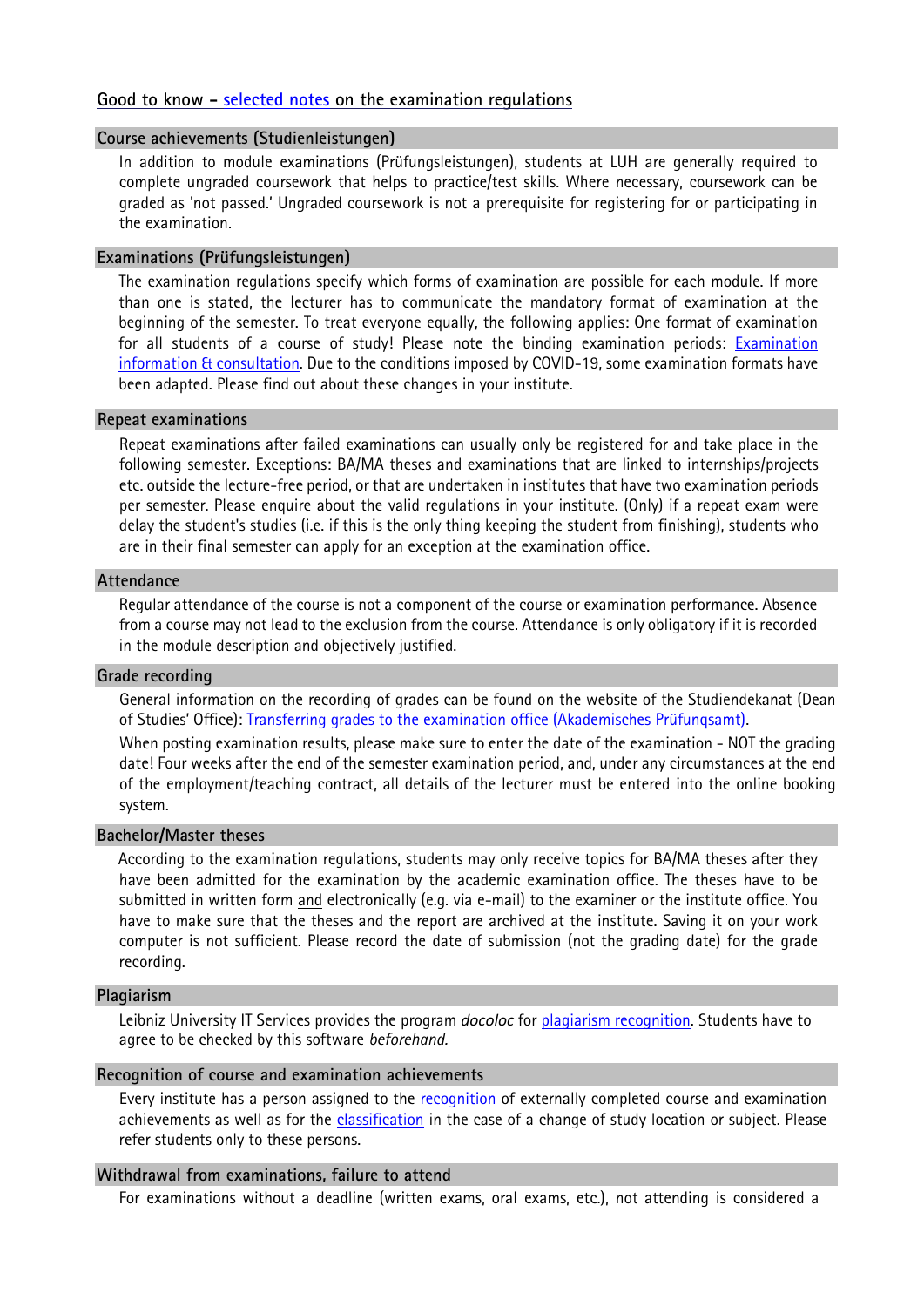## Good to know – selected notes on the examination regulations

### Course achievements (Studienleistungen)

In addition to module examinations (Prüfungsleistungen), students at LUH are generally required to complete ungraded coursework that helps to practice/test skills. Where necessary, coursework can be graded as 'not passed.' Ungraded coursework is not a prerequisite for registering for or participating in the examination.

### Examinations (Prüfungsleistungen)

The examination regulations specify which forms of examination are possible for each module. If more than one is stated, the lecturer has to communicate the mandatory format of examination at the beginning of the semester. To treat everyone equally, the following applies: One format of examination for all students of a course of study! Please note the binding examination periods: Examination information & consultation. Due to the conditions imposed by COVID-19, some examination formats have been adapted. Please find out about these changes in your institute.

### Repeat examinations

Repeat examinations after failed examinations can usually only be registered for and take place in the following semester. Exceptions: BA/MA theses and examinations that are linked to internships/projects etc. outside the lecture-free period, or that are undertaken in institutes that have two examination periods per semester. Please enquire about the valid regulations in your institute. (Only) if a repeat exam were delay the student's studies (i.e. if this is the only thing keeping the student from finishing), students who are in their final semester can apply for an exception at the examination office.

### Attendance

Regular attendance of the course is not a component of the course or examination performance. Absence from a course may not lead to the exclusion from the course. Attendance is only obligatory if it is recorded in the module description and objectively justified.

### Grade recording

General information on the recording of grades can be found on the website of the Studiendekanat (Dean of Studies' Office): Transferring grades to the examination office (Akademisches Prüfungsamt).

When posting examination results, please make sure to enter the date of the examination - NOT the grading date! Four weeks after the end of the semester examination period, and, under any circumstances at the end of the employment/teaching contract, all details of the lecturer must be entered into the online booking system.

### Bachelor/Master theses

According to the examination regulations, students may only receive topics for BA/MA theses after they have been admitted for the examination by the academic examination office. The theses have to be submitted in written form and electronically (e.g. via e-mail) to the examiner or the institute office. You have to make sure that the theses and the report are archived at the institute. Saving it on your work computer is not sufficient. Please record the date of submission (not the grading date) for the grade recording.

### Plagiarism

Leibniz University IT Services provides the program *docoloc* for plagiarism recognition. Students have to agree to be checked by this software *beforehand.*

### Recognition of course and examination achievements

Every institute has a person assigned to the recognition of externally completed course and examination achievements as well as for the classification in the case of a change of study location or subject. Please refer students only to these persons.

### Withdrawal from examinations, failure to attend

For examinations without a deadline (written exams, oral exams, etc.), not attending is considered a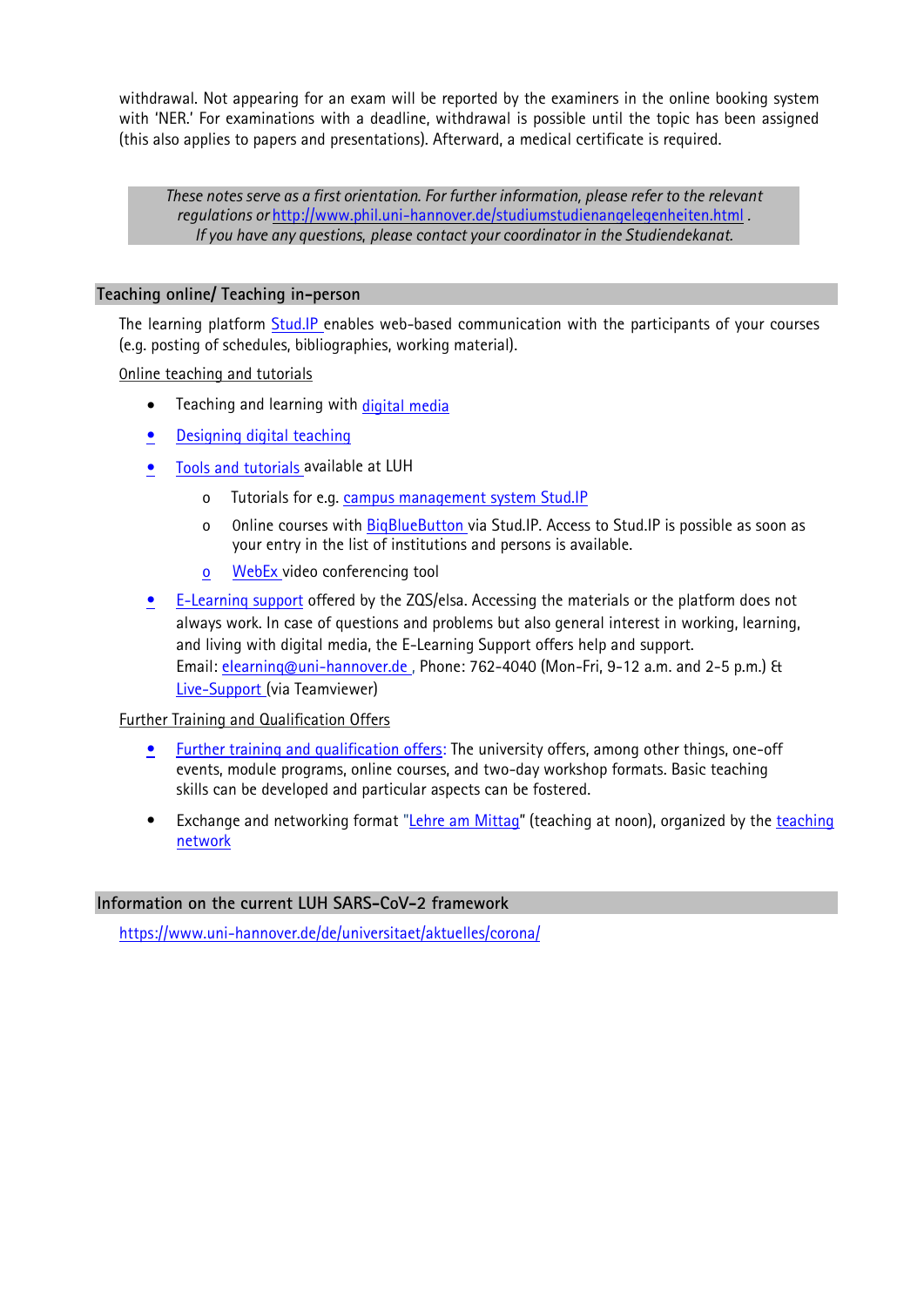withdrawal. Not appearing for an exam will be reported by the examiners in the online booking system with 'NER.' For examinations with a deadline, withdrawal is possible until the topic has been assigned (this also applies to papers and presentations). Afterward, a medical certificate is required.

> *These notes serve as a first orientation. For further information, please refer to the relevant regulations or* http://www.phil.uni-hannover.de/studiumstudienangelegenheiten.html *.*
> *If you have any questions, please contact your coordinator in the Studiendekanat.*

## Teaching online/ Teaching in-person

The learning platform Stud.IP enables web-based communication with the participants of your courses (e.g. posting of schedules, bibliographies, working material).

Online teaching and tutorials

- Teaching and learning with digital media
- Designing digital teaching
- Tools and tutorials available at LUH
  - Tutorials for e.g. campus management system Stud.IP
  - Online courses with BigBlueButton via Stud.IP. Access to Stud.IP is possible as soon as your entry in the list of institutions and persons is available.
  - WebEx video conferencing tool
- E-Learning support offered by the ZQS/elsa. Accessing the materials or the platform does not always work. In case of questions and problems but also general interest in working, learning, and living with digital media, the E-Learning Support offers help and support.
  Email: elearning@uni-hannover.de , Phone: 762-4040 (Mon-Fri, 9-12 a.m. and 2-5 p.m.) & Live-Support (via Teamviewer)

Further Training and Qualification Offers

- Further training and qualification offers: The university offers, among other things, one-off events, module programs, online courses, and two-day workshop formats. Basic teaching skills can be developed and particular aspects can be fostered.
- Exchange and networking format "Lehre am Mittag" (teaching at noon), organized by the teaching network

## Information on the current LUH SARS-CoV-2 framework

https://www.uni-hannover.de/de/universitaet/aktuelles/corona/